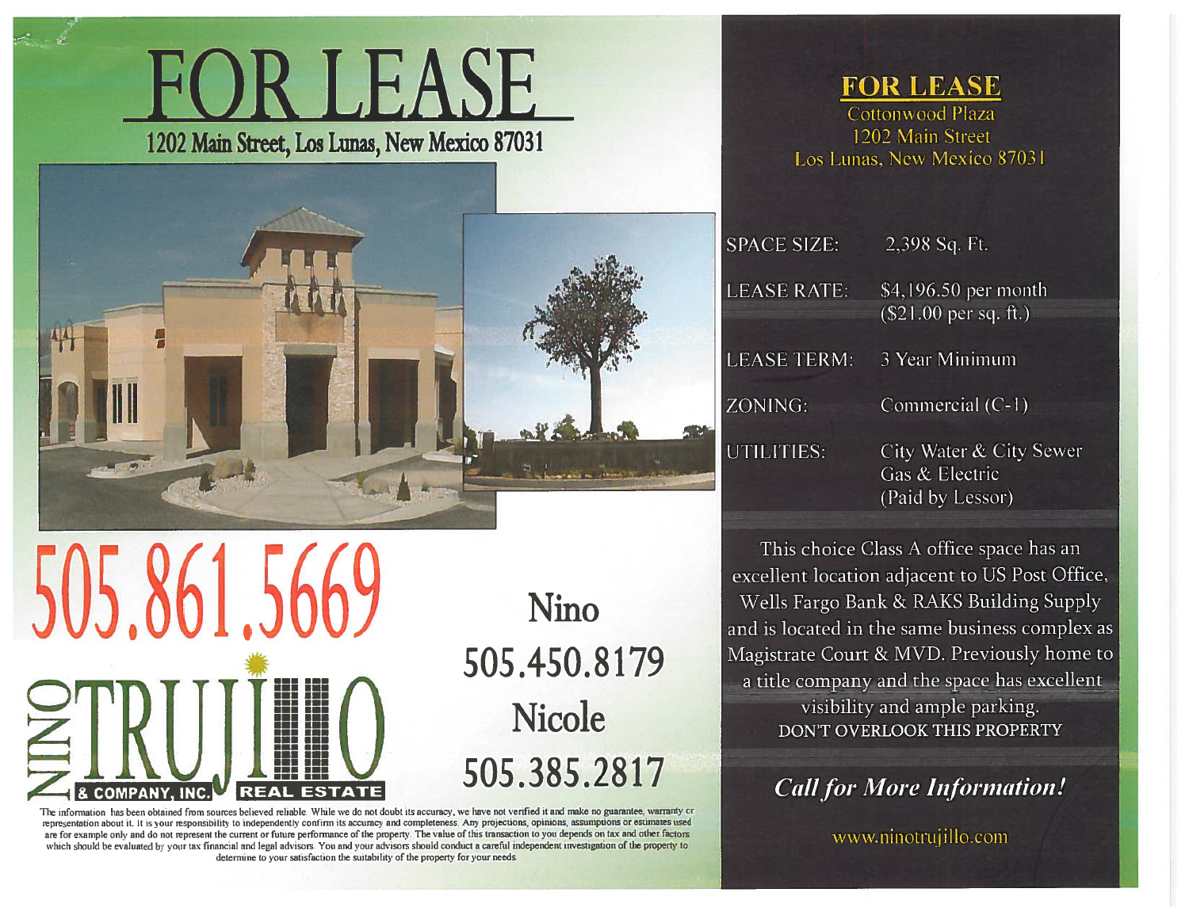# FOR LEASE

## 1202 Main Street, Los Lunas, New Mexico 87031

## FOR LEASE

Cottonwood Plaza
1202 Main Street
Los Lunas, New Mexico 87031

| | |
|---|---|
| SPACE SIZE: | 2,398 Sq. Ft. |
| LEASE RATE: | $4,196.50 per month ($21.00 per sq. ft.) |
| LEASE TERM: | 3 Year Minimum |
| ZONING: | Commercial (C-1) |
| UTILITIES: | City Water & City Sewer<br>Gas & Electric<br>(Paid by Lessor) |

This choice Class A office space has an excellent location adjacent to US Post Office, Wells Fargo Bank & RAKS Building Supply and is located in the same business complex as Magistrate Court & MVD. Previously home to a title company and the space has excellent visibility and ample parking.

DON'T OVERLOOK THIS PROPERTY

***Call for More Information!***

www.ninotrujillo.com

# 505.861.5669

NINO TRUJILLO & COMPANY, INC. REAL ESTATE

**Nino**
505.450.8179

**Nicole**
505.385.2817

The information has been obtained from sources believed reliable. While we do not doubt its accuracy, we have not verified it and make no guarantee, warranty or representation about it. It is your responsibility to independently confirm its accuracy and completeness. Any projections, opinions, assumptions or estimates used are for example only and do not represent the current or future performance of the property. The value of this transaction to you depends on tax and other factors which should be evaluated by your tax financial and legal advisors. You and your advisors should conduct a careful independent investigation of the property to determine to your satisfaction the suitability of the property for your needs.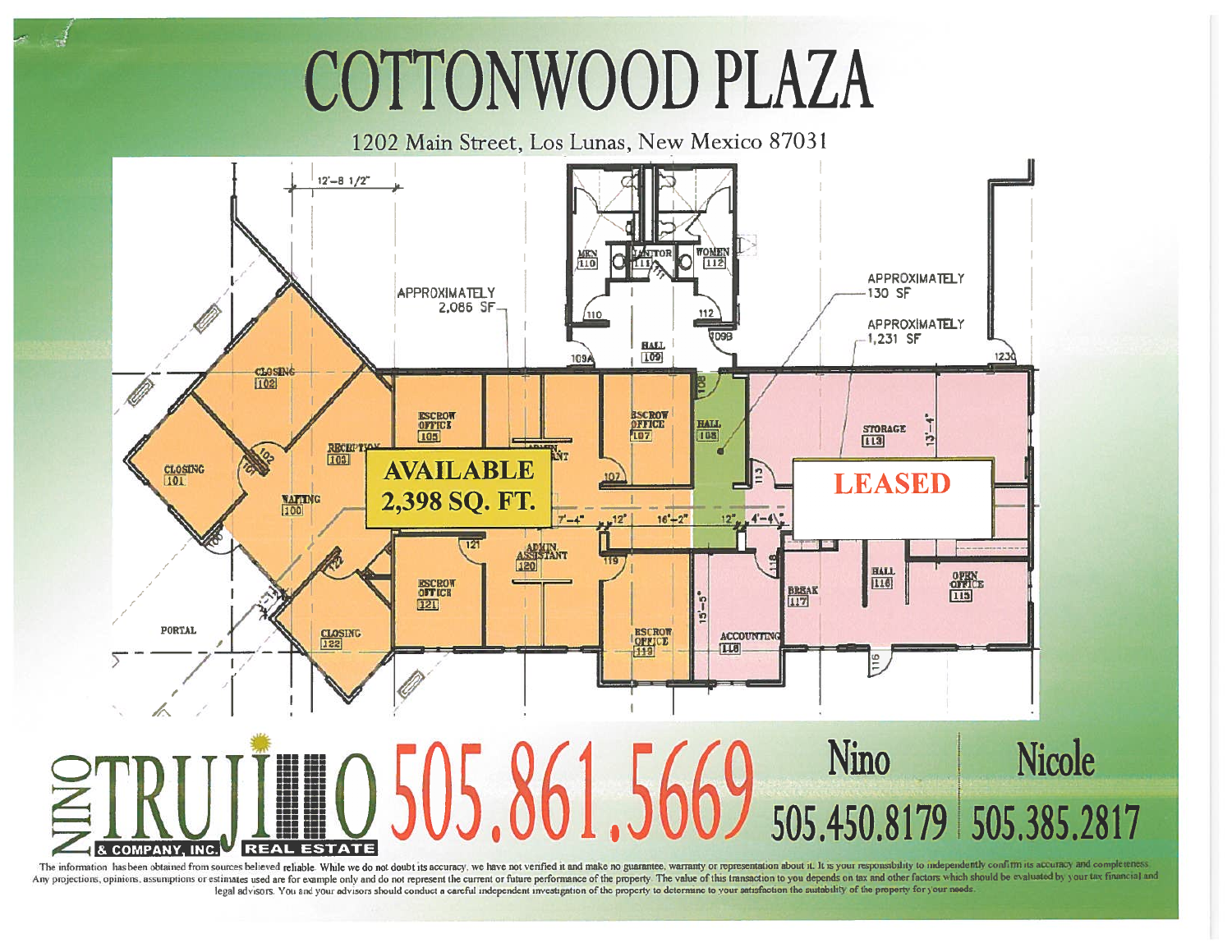# COTTONWOOD PLAZA

1202 Main Street, Los Lunas, New Mexico 87031

12'-8 1/2"

APPROXIMATELY 2,086 SF

APPROXIMATELY 130 SF

APPROXIMATELY 1,231 SF

MEN 110

JANITOR 111

WOMEN 112

HALL 109

CLOSING 102

CLOSING 101

RECEPTION 103

WAITING 100

ESCROW OFFICE 105

ESCROW OFFICE 107

ADMIN. ASSISTANT

HALL 108

STORAGE 113

**AVAILABLE 2,398 SQ. FT.**

**LEASED**

ADMIN. ASSISTANT 120

ESCROW OFFICE 121

CLOSING 122

ESCROW OFFICE 119

ACCOUNTING 118

BREAK 117

HALL 116

OPEN OFFICE 115

PORTAL

NINO TRUJILLO & COMPANY, INC. REAL ESTATE

505.861.5669

Nino 505.450.8179

Nicole 505.385.2817

The information has been obtained from sources believed reliable. While we do not doubt its accuracy, we have not verified it and make no guarantee, warranty or representation about it. It is your responsibility to independently confirm its accuracy and completeness. Any projections, opinions, assumptions or estimates used are for example only and do not represent the current or future performance of the property. The value of this transaction to you depends on tax and other factors which should be evaluated by your tax financial and legal advisors. You and your advisors should conduct a careful independent investigation of the property to determine to your satisfaction the suitability of the property for your needs.